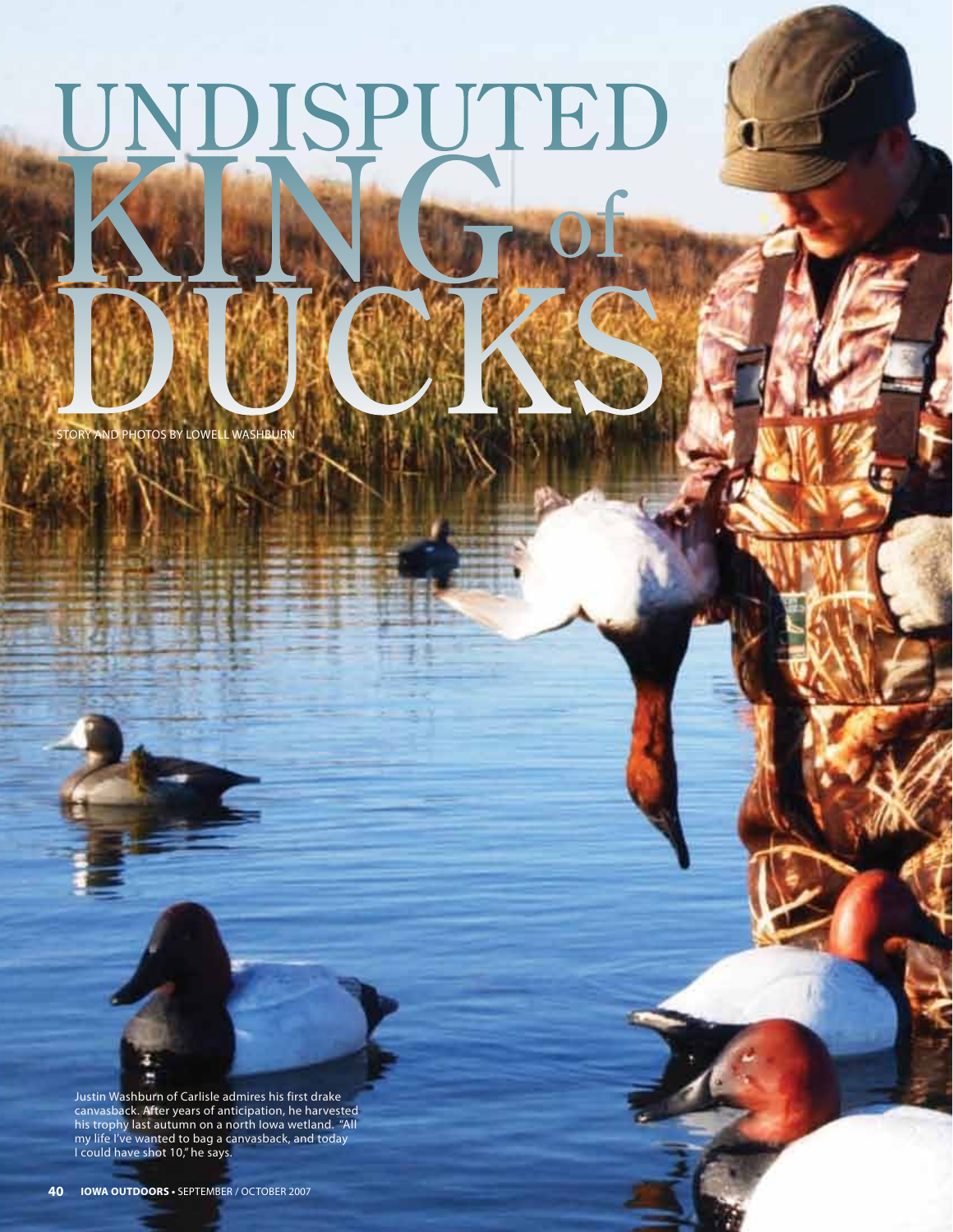# UNDISPUTED KING of DUCKS

STORY AND PHOTOS BY LOWELL WASHBURN

Justin Washburn of Carlisle admires his first drake canvasback. After years of anticipation, he harvested his trophy last autumn on a north Iowa wetland. "All my life I've wanted to bag a canvasback, and today I could have shot 10," he says.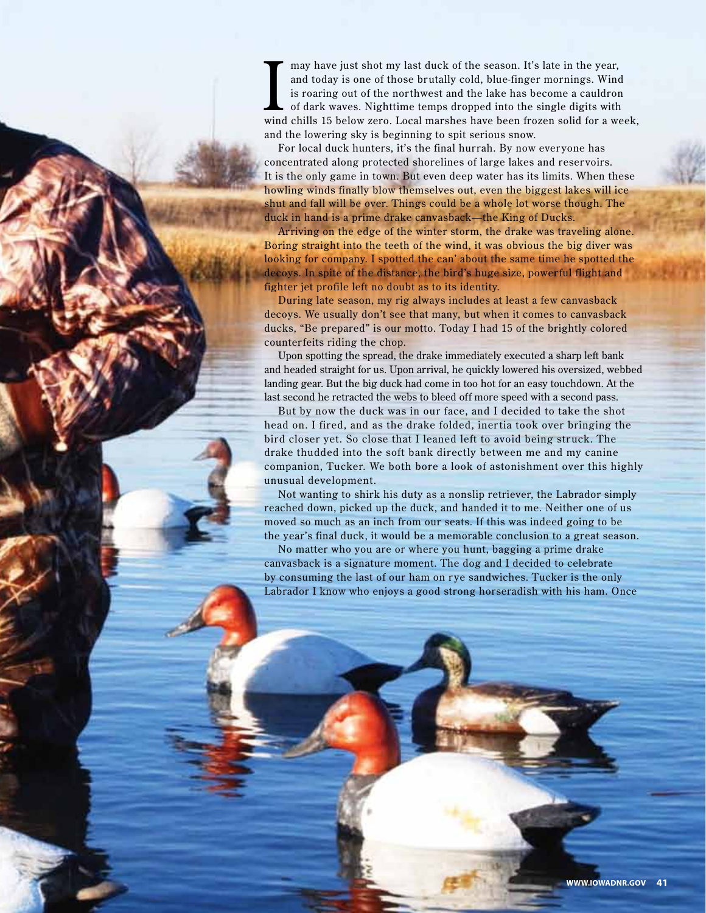I may have just shot my last duck of the season. It's late in the year, and today is one of those brutally cold, blue-finger mornings. Wind is roaring out of the northwest and the lake has become a cauldron of dark waves. Nighttime temps dropped into the single digits with wind chills 15 below zero. Local marshes have been frozen solid for a week, and the lowering sky is beginning to spit serious snow.

For local duck hunters, it's the final hurrah. By now everyone has concentrated along protected shorelines of large lakes and reservoirs. It is the only game in town. But even deep water has its limits. When these howling winds finally blow themselves out, even the biggest lakes will ice shut and fall will be over. Things could be a whole lot worse though. The duck in hand is a prime drake canvasback—the King of Ducks.

Arriving on the edge of the winter storm, the drake was traveling alone. Boring straight into the teeth of the wind, it was obvious the big diver was looking for company. I spotted the can' about the same time he spotted the decoys. In spite of the distance, the bird's huge size, powerful flight and fighter jet profile left no doubt as to its identity.

During late season, my rig always includes at least a few canvasback decoys. We usually don't see that many, but when it comes to canvasback ducks, "Be prepared" is our motto. Today I had 15 of the brightly colored counterfeits riding the chop.

Upon spotting the spread, the drake immediately executed a sharp left bank and headed straight for us. Upon arrival, he quickly lowered his oversized, webbed landing gear. But the big duck had come in too hot for an easy touchdown. At the last second he retracted the webs to bleed off more speed with a second pass.

But by now the duck was in our face, and I decided to take the shot head on. I fired, and as the drake folded, inertia took over bringing the bird closer yet. So close that I leaned left to avoid being struck. The drake thudded into the soft bank directly between me and my canine companion, Tucker. We both bore a look of astonishment over this highly unusual development.

Not wanting to shirk his duty as a nonslip retriever, the Labrador simply reached down, picked up the duck, and handed it to me. Neither one of us moved so much as an inch from our seats. If this was indeed going to be the year's final duck, it would be a memorable conclusion to a great season.

No matter who you are or where you hunt, bagging a prime drake canvasback is a signature moment. The dog and I decided to celebrate by consuming the last of our ham on rye sandwiches. Tucker is the only Labrador I know who enjoys a good strong horseradish with his ham. Once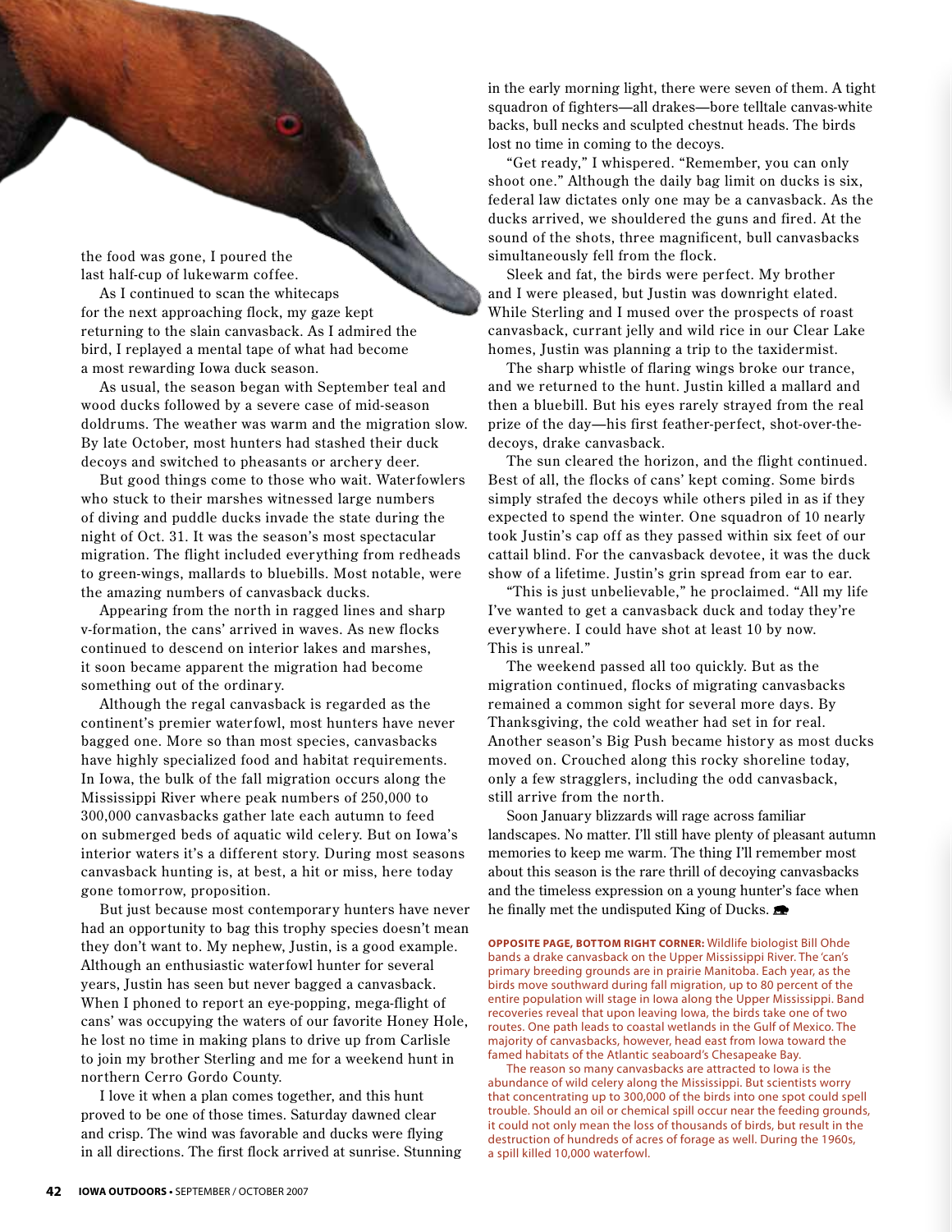the food was gone, I poured the last half-cup of lukewarm coffee.

As I continued to scan the whitecaps for the next approaching flock, my gaze kept returning to the slain canvasback. As I admired the bird, I replayed a mental tape of what had become a most rewarding Iowa duck season.

As usual, the season began with September teal and wood ducks followed by a severe case of mid-season doldrums. The weather was warm and the migration slow. By late October, most hunters had stashed their duck decoys and switched to pheasants or archery deer.

But good things come to those who wait. Waterfowlers who stuck to their marshes witnessed large numbers of diving and puddle ducks invade the state during the night of Oct. 31. It was the season's most spectacular migration. The flight included everything from redheads to green-wings, mallards to bluebills. Most notable, were the amazing numbers of canvasback ducks.

Appearing from the north in ragged lines and sharp v-formation, the cans' arrived in waves. As new flocks continued to descend on interior lakes and marshes, it soon became apparent the migration had become something out of the ordinary.

Although the regal canvasback is regarded as the continent's premier waterfowl, most hunters have never bagged one. More so than most species, canvasbacks have highly specialized food and habitat requirements. In Iowa, the bulk of the fall migration occurs along the Mississippi River where peak numbers of 250,000 to 300,000 canvasbacks gather late each autumn to feed on submerged beds of aquatic wild celery. But on Iowa's interior waters it's a different story. During most seasons canvasback hunting is, at best, a hit or miss, here today gone tomorrow, proposition.

But just because most contemporary hunters have never had an opportunity to bag this trophy species doesn't mean they don't want to. My nephew, Justin, is a good example. Although an enthusiastic waterfowl hunter for several years, Justin has seen but never bagged a canvasback. When I phoned to report an eye-popping, mega-flight of cans' was occupying the waters of our favorite Honey Hole, he lost no time in making plans to drive up from Carlisle to join my brother Sterling and me for a weekend hunt in northern Cerro Gordo County.

I love it when a plan comes together, and this hunt proved to be one of those times. Saturday dawned clear and crisp. The wind was favorable and ducks were flying in all directions. The first flock arrived at sunrise. Stunning in the early morning light, there were seven of them. A tight squadron of fighters—all drakes—bore telltale canvas-white backs, bull necks and sculpted chestnut heads. The birds lost no time in coming to the decoys.

"Get ready," I whispered. "Remember, you can only shoot one." Although the daily bag limit on ducks is six, federal law dictates only one may be a canvasback. As the ducks arrived, we shouldered the guns and fired. At the sound of the shots, three magnificent, bull canvasbacks simultaneously fell from the flock.

Sleek and fat, the birds were perfect. My brother and I were pleased, but Justin was downright elated. While Sterling and I mused over the prospects of roast canvasback, currant jelly and wild rice in our Clear Lake homes, Justin was planning a trip to the taxidermist.

The sharp whistle of flaring wings broke our trance, and we returned to the hunt. Justin killed a mallard and then a bluebill. But his eyes rarely strayed from the real prize of the day—his first feather-perfect, shot-over-the-decoys, drake canvasback.

The sun cleared the horizon, and the flight continued. Best of all, the flocks of cans' kept coming. Some birds simply strafed the decoys while others piled in as if they expected to spend the winter. One squadron of 10 nearly took Justin's cap off as they passed within six feet of our cattail blind. For the canvasback devotee, it was the duck show of a lifetime. Justin's grin spread from ear to ear.

"This is just unbelievable," he proclaimed. "All my life I've wanted to get a canvasback duck and today they're everywhere. I could have shot at least 10 by now. This is unreal."

The weekend passed all too quickly. But as the migration continued, flocks of migrating canvasbacks remained a common sight for several more days. By Thanksgiving, the cold weather had set in for real. Another season's Big Push became history as most ducks moved on. Crouched along this rocky shoreline today, only a few stragglers, including the odd canvasback, still arrive from the north.

Soon January blizzards will rage across familiar landscapes. No matter. I'll still have plenty of pleasant autumn memories to keep me warm. The thing I'll remember most about this season is the rare thrill of decoying canvasbacks and the timeless expression on a young hunter's face when he finally met the undisputed King of Ducks.

**OPPOSITE PAGE, BOTTOM RIGHT CORNER:** Wildlife biologist Bill Ohde bands a drake canvasback on the Upper Mississippi River. The 'can's primary breeding grounds are in prairie Manitoba. Each year, as the birds move southward during fall migration, up to 80 percent of the entire population will stage in Iowa along the Upper Mississippi. Band recoveries reveal that upon leaving Iowa, the birds take one of two routes. One path leads to coastal wetlands in the Gulf of Mexico. The majority of canvasbacks, however, head east from Iowa toward the famed habitats of the Atlantic seaboard's Chesapeake Bay.

The reason so many canvasbacks are attracted to Iowa is the abundance of wild celery along the Mississippi. But scientists worry that concentrating up to 300,000 of the birds into one spot could spell trouble. Should an oil or chemical spill occur near the feeding grounds, it could not only mean the loss of thousands of birds, but result in the destruction of hundreds of acres of forage as well. During the 1960s, a spill killed 10,000 waterfowl.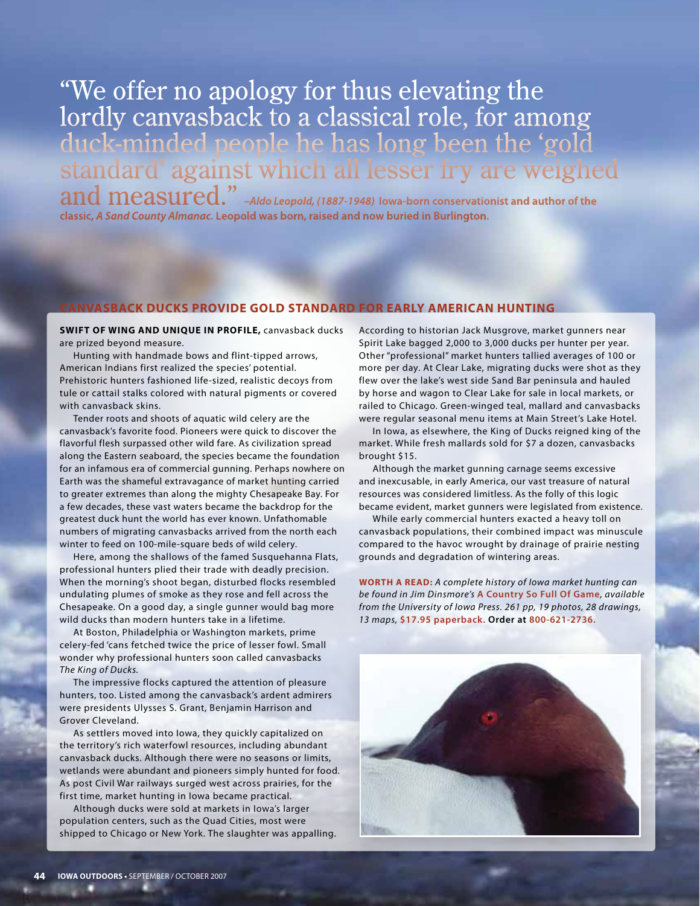"We offer no apology for thus elevating the lordly canvasback to a classical role, for among duck-minded people he has long been the 'gold standard' against which all lesser fry are weighed and measured." *–Aldo Leopold, (1887-1948)* **Iowa-born conservationist and author of the classic, *A Sand County Almanac.* Leopold was born, raised and now buried in Burlington.**

## CANVASBACK DUCKS PROVIDE GOLD STANDARD FOR EARLY AMERICAN HUNTING

**SWIFT OF WING AND UNIQUE IN PROFILE,** canvasback ducks are prized beyond measure.

Hunting with handmade bows and flint-tipped arrows, American Indians first realized the species' potential. Prehistoric hunters fashioned life-sized, realistic decoys from tule or cattail stalks colored with natural pigments or covered with canvasback skins.

Tender roots and shoots of aquatic wild celery are the canvasback's favorite food. Pioneers were quick to discover the flavorful flesh surpassed other wild fare. As civilization spread along the Eastern seaboard, the species became the foundation for an infamous era of commercial gunning. Perhaps nowhere on Earth was the shameful extravagance of market hunting carried to greater extremes than along the mighty Chesapeake Bay. For a few decades, these vast waters became the backdrop for the greatest duck hunt the world has ever known. Unfathomable numbers of migrating canvasbacks arrived from the north each winter to feed on 100-mile-square beds of wild celery.

Here, among the shallows of the famed Susquehanna Flats, professional hunters plied their trade with deadly precision. When the morning's shoot began, disturbed flocks resembled undulating plumes of smoke as they rose and fell across the Chesapeake. On a good day, a single gunner would bag more wild ducks than modern hunters take in a lifetime.

At Boston, Philadelphia or Washington markets, prime celery-fed 'cans fetched twice the price of lesser fowl. Small wonder why professional hunters soon called canvasbacks *The King of Ducks.*

The impressive flocks captured the attention of pleasure hunters, too. Listed among the canvasback's ardent admirers were presidents Ulysses S. Grant, Benjamin Harrison and Grover Cleveland.

As settlers moved into Iowa, they quickly capitalized on the territory's rich waterfowl resources, including abundant canvasback ducks. Although there were no seasons or limits, wetlands were abundant and pioneers simply hunted for food. As post Civil War railways surged west across prairies, for the first time, market hunting in Iowa became practical.

Although ducks were sold at markets in Iowa's larger population centers, such as the Quad Cities, most were shipped to Chicago or New York. The slaughter was appalling. According to historian Jack Musgrove, market gunners near Spirit Lake bagged 2,000 to 3,000 ducks per hunter per year. Other "professional" market hunters tallied averages of 100 or more per day. At Clear Lake, migrating ducks were shot as they flew over the lake's west side Sand Bar peninsula and hauled by horse and wagon to Clear Lake for sale in local markets, or railed to Chicago. Green-winged teal, mallard and canvasbacks were regular seasonal menu items at Main Street's Lake Hotel.

In Iowa, as elsewhere, the King of Ducks reigned king of the market. While fresh mallards sold for $7 a dozen, canvasbacks brought $15.

Although the market gunning carnage seems excessive and inexcusable, in early America, our vast treasure of natural resources was considered limitless. As the folly of this logic became evident, market gunners were legislated from existence.

While early commercial hunters exacted a heavy toll on canvasback populations, their combined impact was minuscule compared to the havoc wrought by drainage of prairie nesting grounds and degradation of wintering areas.

**WORTH A READ:** *A complete history of Iowa market hunting can be found in Jim Dinsmore's* **A Country So Full Of Game,** *available from the University of Iowa Press. 261 pp, 19 photos, 28 drawings, 13 maps,* **$17.95 paperback. Order at 800-621-2736.**